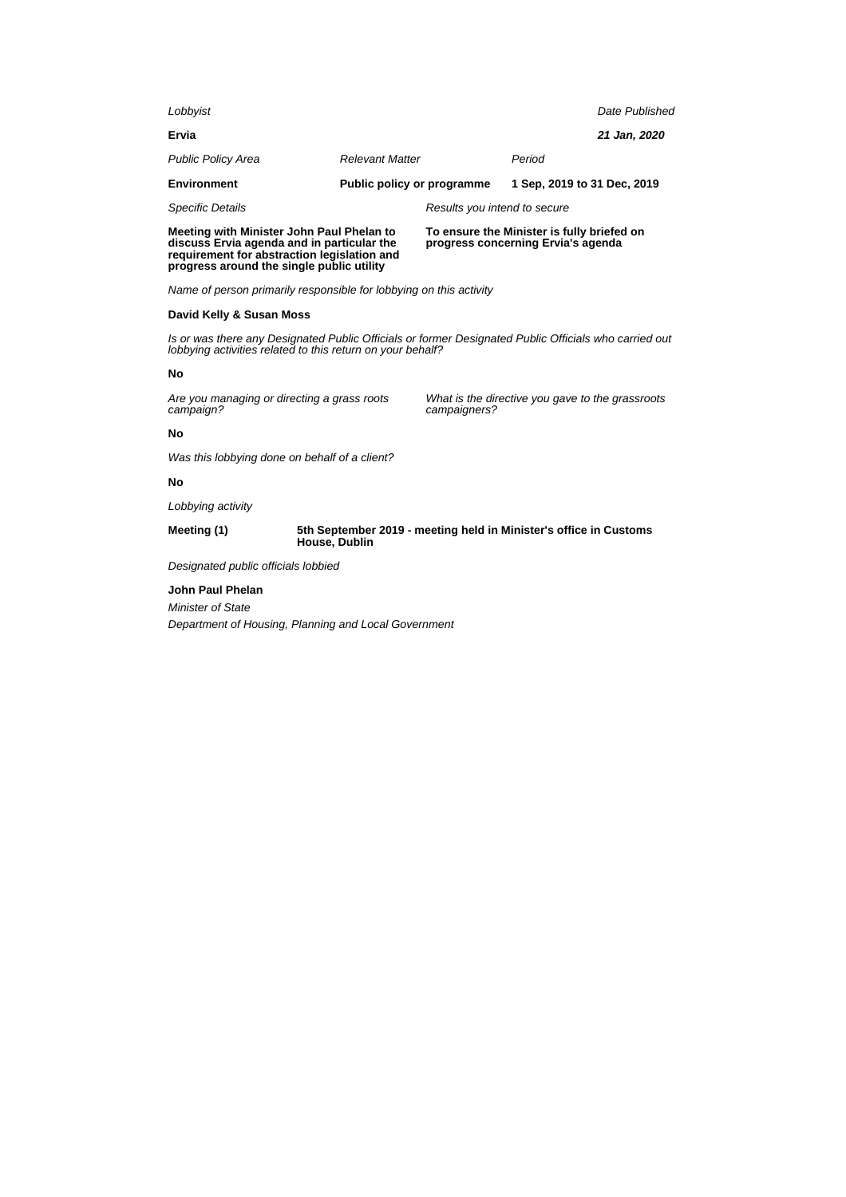*Lobbyist*

**Ervia**

*Date Published*

***21 Jan, 2020***

| *Public Policy Area* | *Relevant Matter* | *Period* |
|---|---|---|
| **Environment** | **Public policy or programme** | **1 Sep, 2019 to 31 Dec, 2019** |

| *Specific Details* | *Results you intend to secure* |
|---|---|
| **Meeting with Minister John Paul Phelan to discuss Ervia agenda and in particular the requirement for abstraction legislation and progress around the single public utility** | **To ensure the Minister is fully briefed on progress concerning Ervia's agenda** |

*Name of person primarily responsible for lobbying on this activity*

**David Kelly & Susan Moss**

*Is or was there any Designated Public Officials or former Designated Public Officials who carried out lobbying activities related to this return on your behalf?*

**No**

| *Are you managing or directing a grass roots campaign?* | *What is the directive you gave to the grassroots campaigners?* |
|---|---|
| **No** | |

*Was this lobbying done on behalf of a client?*

**No**

*Lobbying activity*

| | |
|---|---|
| **Meeting (1)** | **5th September 2019 - meeting held in Minister's office in Customs House, Dublin** |

*Designated public officials lobbied*

**John Paul Phelan**

*Minister of State*

*Department of Housing, Planning and Local Government*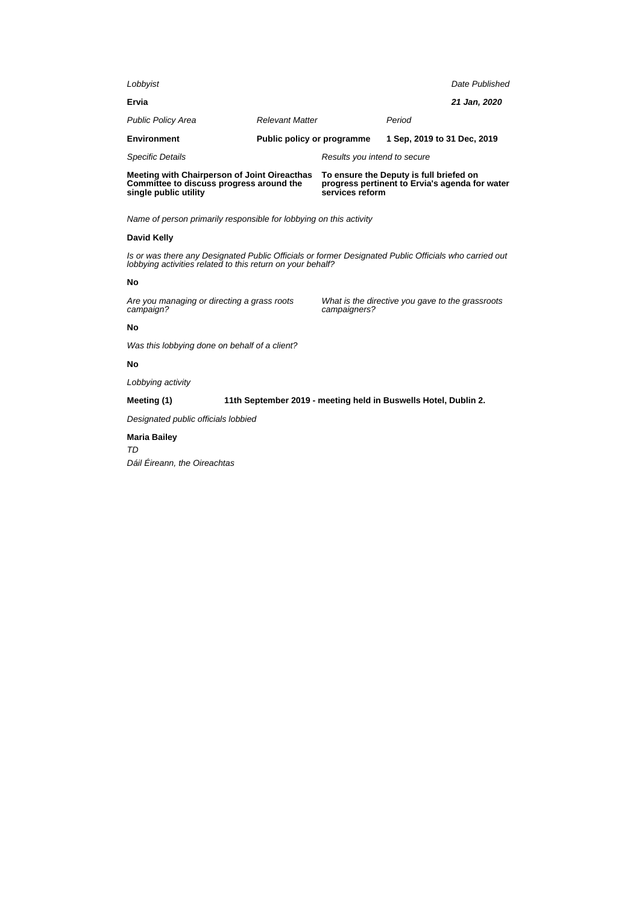*Lobbyist*

**Ervia**

*Date Published*

***21 Jan, 2020***

| *Public Policy Area* | *Relevant Matter* | *Period* |
| --- | --- | --- |
| **Environment** | **Public policy or programme** | **1 Sep, 2019 to 31 Dec, 2019** |

| *Specific Details* | *Results you intend to secure* |
| --- | --- |
| **Meeting with Chairperson of Joint Oireacthas Committee to discuss progress around the single public utility** | **To ensure the Deputy is full briefed on progress pertinent to Ervia's agenda for water services reform** |

*Name of person primarily responsible for lobbying on this activity*

**David Kelly**

*Is or was there any Designated Public Officials or former Designated Public Officials who carried out lobbying activities related to this return on your behalf?*

**No**

*Are you managing or directing a grass roots campaign?*

*What is the directive you gave to the grassroots campaigners?*

**No**

*Was this lobbying done on behalf of a client?*

**No**

*Lobbying activity*

**Meeting (1)** **11th September 2019 - meeting held in Buswells Hotel, Dublin 2.**

*Designated public officials lobbied*

**Maria Bailey**

*TD*

*Dáil Éireann, the Oireachtas*